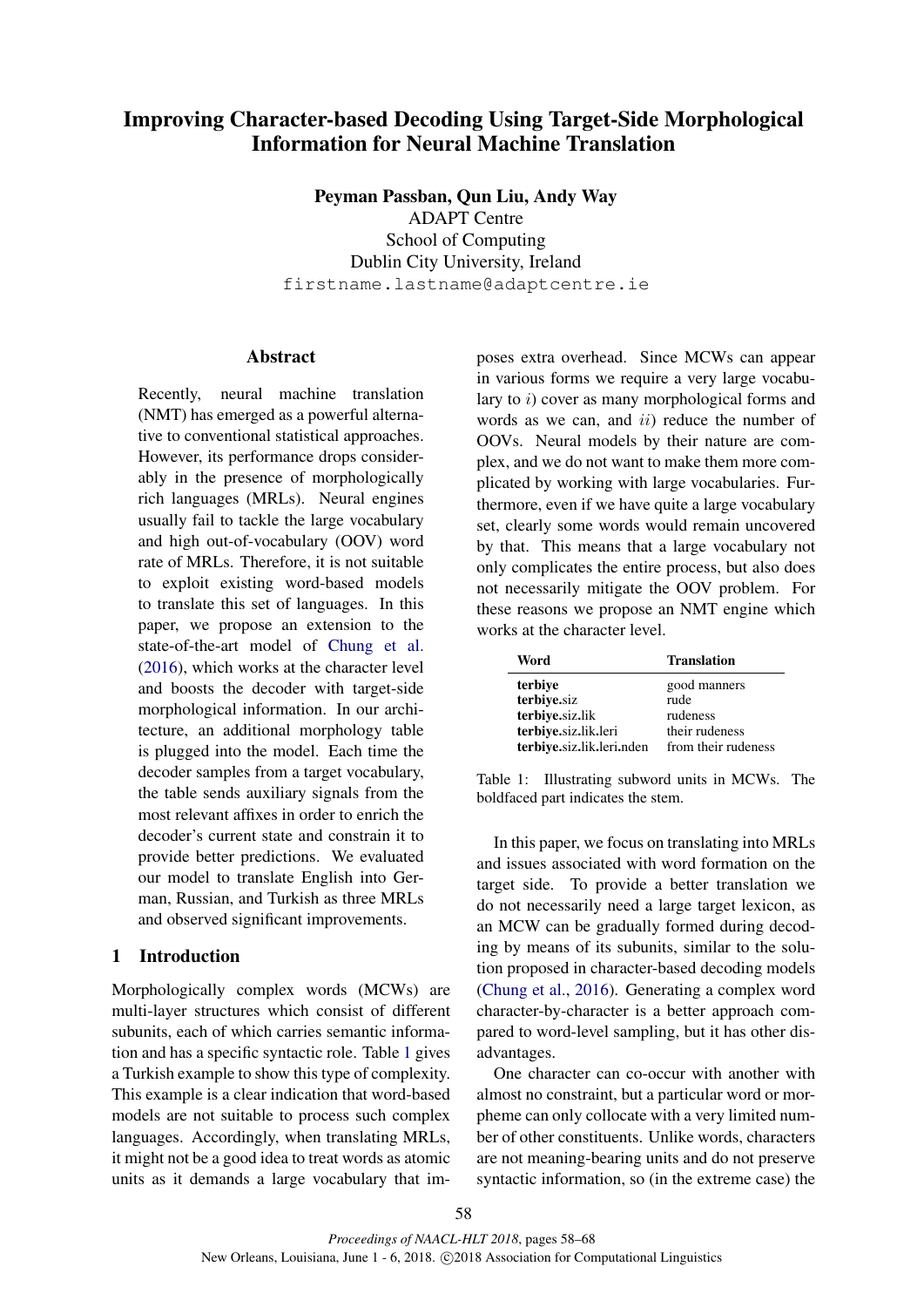# Improving Character-based Decoding Using Target-Side Morphological Information for Neural Machine Translation

**Peyman Passban, Qun Liu, Andy Way**
ADAPT Centre
School of Computing
Dublin City University, Ireland
firstname.lastname@adaptcentre.ie

## Abstract

Recently, neural machine translation (NMT) has emerged as a powerful alternative to conventional statistical approaches. However, its performance drops considerably in the presence of morphologically rich languages (MRLs). Neural engines usually fail to tackle the large vocabulary and high out-of-vocabulary (OOV) word rate of MRLs. Therefore, it is not suitable to exploit existing word-based models to translate this set of languages. In this paper, we propose an extension to the state-of-the-art model of Chung et al. (2016), which works at the character level and boosts the decoder with target-side morphological information. In our architecture, an additional morphology table is plugged into the model. Each time the decoder samples from a target vocabulary, the table sends auxiliary signals from the most relevant affixes in order to enrich the decoder's current state and constrain it to provide better predictions. We evaluated our model to translate English into German, Russian, and Turkish as three MRLs and observed significant improvements.

## 1 Introduction

Morphologically complex words (MCWs) are multi-layer structures which consist of different subunits, each of which carries semantic information and has a specific syntactic role. Table 1 gives a Turkish example to show this type of complexity. This example is a clear indication that word-based models are not suitable to process such complex languages. Accordingly, when translating MRLs, it might not be a good idea to treat words as atomic units as it demands a large vocabulary that imposes extra overhead. Since MCWs can appear in various forms we require a very large vocabulary to $i$) cover as many morphological forms and words as we can, and $ii$) reduce the number of OOVs. Neural models by their nature are complex, and we do not want to make them more complicated by working with large vocabularies. Furthermore, even if we have quite a large vocabulary set, clearly some words would remain uncovered by that. This means that a large vocabulary not only complicates the entire process, but also does not necessarily mitigate the OOV problem. For these reasons we propose an NMT engine which works at the character level.

| Word | Translation |
|---|---|
| **terbiye** | good manners |
| **terbiye**.siz | rude |
| **terbiye**.siz.lik | rudeness |
| **terbiye**.siz.lik.leri | their rudeness |
| **terbiye**.siz.lik.leri.nden | from their rudeness |

Table 1: Illustrating subword units in MCWs. The boldfaced part indicates the stem.

In this paper, we focus on translating into MRLs and issues associated with word formation on the target side. To provide a better translation we do not necessarily need a large target lexicon, as an MCW can be gradually formed during decoding by means of its subunits, similar to the solution proposed in character-based decoding models (Chung et al., 2016). Generating a complex word character-by-character is a better approach compared to word-level sampling, but it has other disadvantages.

One character can co-occur with another with almost no constraint, but a particular word or morpheme can only collocate with a very limited number of other constituents. Unlike words, characters are not meaning-bearing units and do not preserve syntactic information, so (in the extreme case) the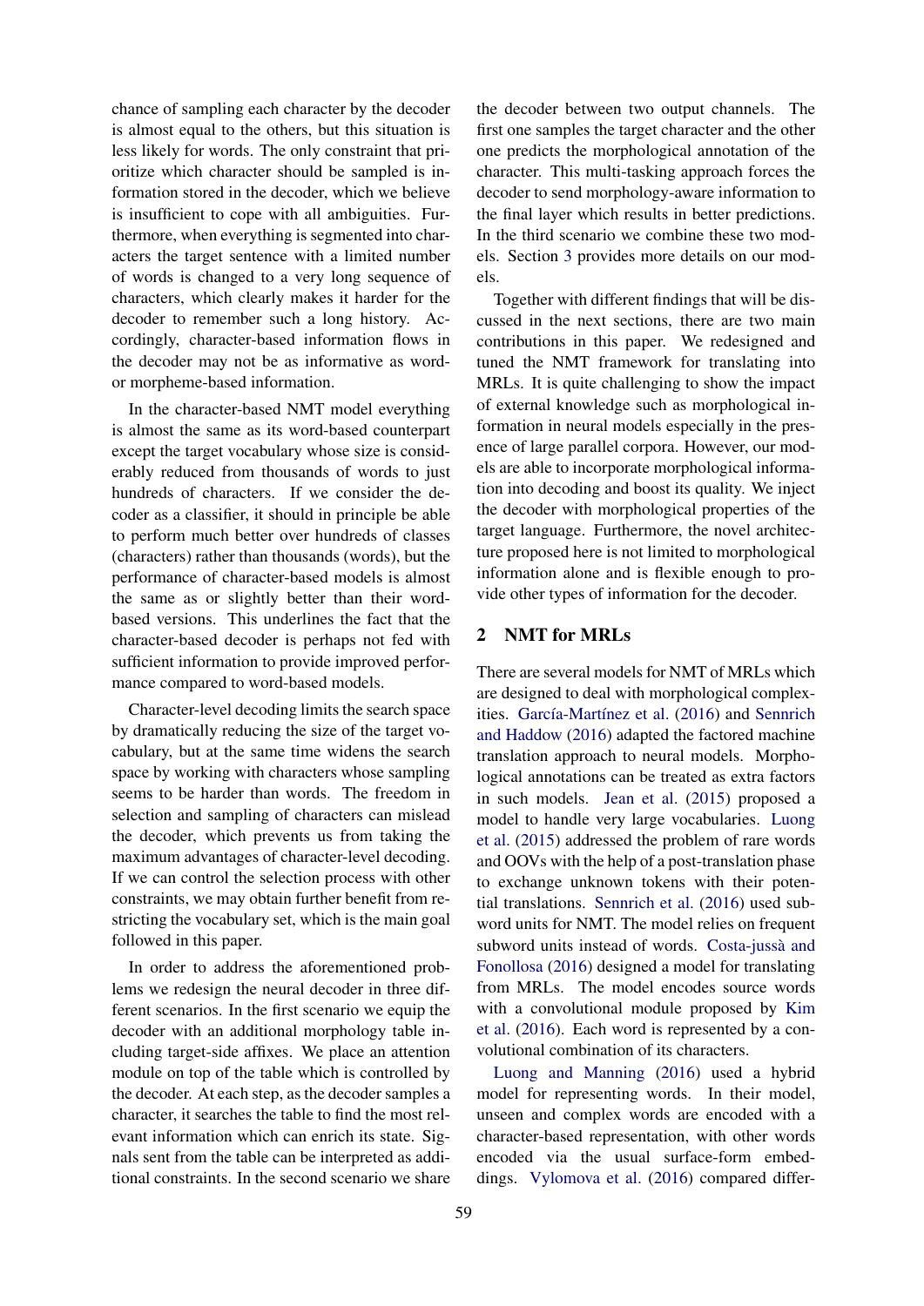chance of sampling each character by the decoder is almost equal to the others, but this situation is less likely for words. The only constraint that prioritize which character should be sampled is information stored in the decoder, which we believe is insufficient to cope with all ambiguities. Furthermore, when everything is segmented into characters the target sentence with a limited number of words is changed to a very long sequence of characters, which clearly makes it harder for the decoder to remember such a long history. Accordingly, character-based information flows in the decoder may not be as informative as word- or morpheme-based information.

In the character-based NMT model everything is almost the same as its word-based counterpart except the target vocabulary whose size is considerably reduced from thousands of words to just hundreds of characters. If we consider the decoder as a classifier, it should in principle be able to perform much better over hundreds of classes (characters) rather than thousands (words), but the performance of character-based models is almost the same as or slightly better than their word-based versions. This underlines the fact that the character-based decoder is perhaps not fed with sufficient information to provide improved performance compared to word-based models.

Character-level decoding limits the search space by dramatically reducing the size of the target vocabulary, but at the same time widens the search space by working with characters whose sampling seems to be harder than words. The freedom in selection and sampling of characters can mislead the decoder, which prevents us from taking the maximum advantages of character-level decoding. If we can control the selection process with other constraints, we may obtain further benefit from restricting the vocabulary set, which is the main goal followed in this paper.

In order to address the aforementioned problems we redesign the neural decoder in three different scenarios. In the first scenario we equip the decoder with an additional morphology table including target-side affixes. We place an attention module on top of the table which is controlled by the decoder. At each step, as the decoder samples a character, it searches the table to find the most relevant information which can enrich its state. Signals sent from the table can be interpreted as additional constraints. In the second scenario we share the decoder between two output channels. The first one samples the target character and the other one predicts the morphological annotation of the character. This multi-tasking approach forces the decoder to send morphology-aware information to the final layer which results in better predictions. In the third scenario we combine these two models. Section 3 provides more details on our models.

Together with different findings that will be discussed in the next sections, there are two main contributions in this paper. We redesigned and tuned the NMT framework for translating into MRLs. It is quite challenging to show the impact of external knowledge such as morphological information in neural models especially in the presence of large parallel corpora. However, our models are able to incorporate morphological information into decoding and boost its quality. We inject the decoder with morphological properties of the target language. Furthermore, the novel architecture proposed here is not limited to morphological information alone and is flexible enough to provide other types of information for the decoder.

## 2 NMT for MRLs

There are several models for NMT of MRLs which are designed to deal with morphological complexities. García-Martínez et al. (2016) and Sennrich and Haddow (2016) adapted the factored machine translation approach to neural models. Morphological annotations can be treated as extra factors in such models. Jean et al. (2015) proposed a model to handle very large vocabularies. Luong et al. (2015) addressed the problem of rare words and OOVs with the help of a post-translation phase to exchange unknown tokens with their potential translations. Sennrich et al. (2016) used subword units for NMT. The model relies on frequent subword units instead of words. Costa-jussà and Fonollosa (2016) designed a model for translating from MRLs. The model encodes source words with a convolutional module proposed by Kim et al. (2016). Each word is represented by a convolutional combination of its characters.

Luong and Manning (2016) used a hybrid model for representing words. In their model, unseen and complex words are encoded with a character-based representation, with other words encoded via the usual surface-form embeddings. Vylomova et al. (2016) compared differ-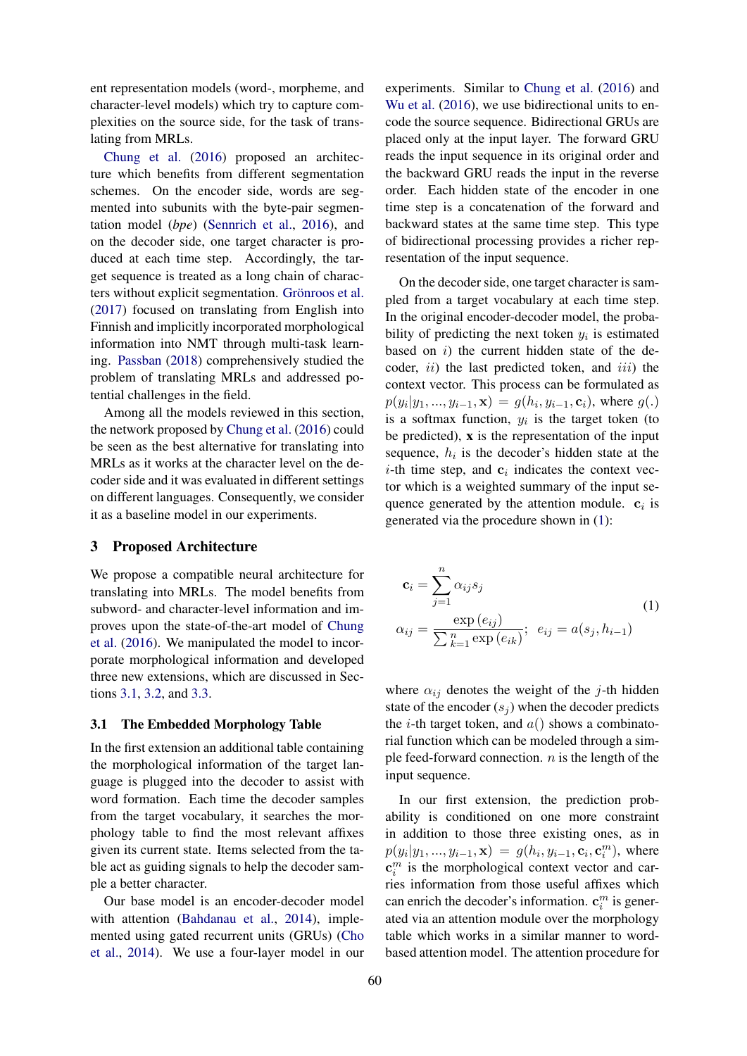ent representation models (word-, morpheme, and character-level models) which try to capture complexities on the source side, for the task of translating from MRLs.

Chung et al. (2016) proposed an architecture which benefits from different segmentation schemes. On the encoder side, words are segmented into subunits with the byte-pair segmentation model (*bpe*) (Sennrich et al., 2016), and on the decoder side, one target character is produced at each time step. Accordingly, the target sequence is treated as a long chain of characters without explicit segmentation. Grönroos et al. (2017) focused on translating from English into Finnish and implicitly incorporated morphological information into NMT through multi-task learning. Passban (2018) comprehensively studied the problem of translating MRLs and addressed potential challenges in the field.

Among all the models reviewed in this section, the network proposed by Chung et al. (2016) could be seen as the best alternative for translating into MRLs as it works at the character level on the decoder side and it was evaluated in different settings on different languages. Consequently, we consider it as a baseline model in our experiments.

## 3 Proposed Architecture

We propose a compatible neural architecture for translating into MRLs. The model benefits from subword- and character-level information and improves upon the state-of-the-art model of Chung et al. (2016). We manipulated the model to incorporate morphological information and developed three new extensions, which are discussed in Sections 3.1, 3.2, and 3.3.

### 3.1 The Embedded Morphology Table

In the first extension an additional table containing the morphological information of the target language is plugged into the decoder to assist with word formation. Each time the decoder samples from the target vocabulary, it searches the morphology table to find the most relevant affixes given its current state. Items selected from the table act as guiding signals to help the decoder sample a better character.

Our base model is an encoder-decoder model with attention (Bahdanau et al., 2014), implemented using gated recurrent units (GRUs) (Cho et al., 2014). We use a four-layer model in our experiments. Similar to Chung et al. (2016) and Wu et al. (2016), we use bidirectional units to encode the source sequence. Bidirectional GRUs are placed only at the input layer. The forward GRU reads the input sequence in its original order and the backward GRU reads the input in the reverse order. Each hidden state of the encoder in one time step is a concatenation of the forward and backward states at the same time step. This type of bidirectional processing provides a richer representation of the input sequence.

On the decoder side, one target character is sampled from a target vocabulary at each time step. In the original encoder-decoder model, the probability of predicting the next token $y_i$ is estimated based on *i)* the current hidden state of the decoder, *ii)* the last predicted token, and *iii)* the context vector. This process can be formulated as $p(y_i|y_1, ..., y_{i-1}, \mathbf{x}) = g(h_i, y_{i-1}, \mathbf{c}_i)$, where $g(.)$ is a softmax function, $y_i$ is the target token (to be predicted), $\mathbf{x}$ is the representation of the input sequence, $h_i$ is the decoder's hidden state at the $i$-th time step, and $\mathbf{c}_i$ indicates the context vector which is a weighted summary of the input sequence generated by the attention module. $\mathbf{c}_i$ is generated via the procedure shown in (1):

$$
\begin{aligned}
\mathbf{c}_i &= \sum_{j=1}^{n} \alpha_{ij} s_j \\
\alpha_{ij} &= \frac{\exp{(e_{ij})}}{\sum_{k=1}^{n} \exp{(e_{ik})}}; \quad e_{ij} = a(s_j, h_{i-1})
\end{aligned}
\tag{1}
$$

where $\alpha_{ij}$ denotes the weight of the $j$-th hidden state of the encoder ($s_j$) when the decoder predicts the $i$-th target token, and $a()$ shows a combinatorial function which can be modeled through a simple feed-forward connection. $n$ is the length of the input sequence.

In our first extension, the prediction probability is conditioned on one more constraint in addition to those three existing ones, as in $p(y_i|y_1, ..., y_{i-1}, \mathbf{x}) = g(h_i, y_{i-1}, \mathbf{c}_i, \mathbf{c}_i^m)$, where $\mathbf{c}_i^m$ is the morphological context vector and carries information from those useful affixes which can enrich the decoder's information. $\mathbf{c}_i^m$ is generated via an attention module over the morphology table which works in a similar manner to word-based attention model. The attention procedure for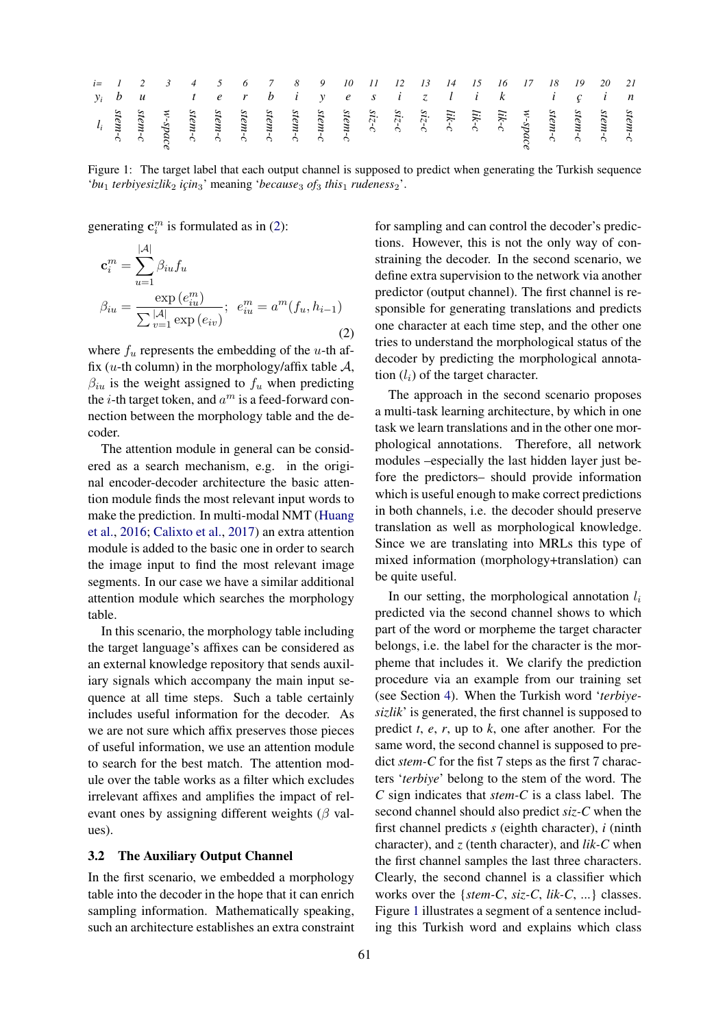| i= | 1 | 2 | 3 | 4 | 5 | 6 | 7 | 8 | 9 | 10 | 11 | 12 | 13 | 14 | 15 | 16 | 17 | 18 | 19 | 20 | 21 |
|---|---|---|---|---|---|---|---|---|---|---|---|---|---|---|---|---|---|---|---|---|---|
| $y_i$ | b | u | | t | e | r | b | i | y | e | s | i | z | l | i | k | | i | ç | i | n |
| $l_i$ | stem-c | stem-c | w-space | stem-c | stem-c | stem-c | stem-c | stem-c | stem-c | stem-c | siz-c | siz-c | siz-c | lik-c | lik-c | lik-c | w-space | stem-c | stem-c | stem-c | stem-c |

Figure 1: The target label that each output channel is supposed to predict when generating the Turkish sequence '*bu*$_1$ *terbiyesizlik*$_2$ *için*$_3$' meaning '*because*$_3$ *of*$_3$ *this*$_1$ *rudeness*$_2$'.

generating $\mathbf{c}_i^m$ is formulated as in (2):

$$\mathbf{c}_i^m = \sum_{u=1}^{|\mathcal{A}|} \beta_{iu} f_u$$

$$\beta_{iu} = \frac{\exp(e_{iu}^m)}{\sum_{v=1}^{|\mathcal{A}|} \exp(e_{iv})}; \quad e_{iu}^m = a^m(f_u, h_{i-1}) \tag{2}$$

where $f_u$ represents the embedding of the $u$-th affix ($u$-th column) in the morphology/affix table $\mathcal{A}$, $\beta_{iu}$ is the weight assigned to $f_u$ when predicting the $i$-th target token, and $a^m$ is a feed-forward connection between the morphology table and the decoder.

The attention module in general can be considered as a search mechanism, e.g. in the original encoder-decoder architecture the basic attention module finds the most relevant input words to make the prediction. In multi-modal NMT (Huang et al., 2016; Calixto et al., 2017) an extra attention module is added to the basic one in order to search the image input to find the most relevant image segments. In our case we have a similar additional attention module which searches the morphology table.

In this scenario, the morphology table including the target language's affixes can be considered as an external knowledge repository that sends auxiliary signals which accompany the main input sequence at all time steps. Such a table certainly includes useful information for the decoder. As we are not sure which affix preserves those pieces of useful information, we use an attention module to search for the best match. The attention module over the table works as a filter which excludes irrelevant affixes and amplifies the impact of relevant ones by assigning different weights ($\beta$ values).

### 3.2 The Auxiliary Output Channel

In the first scenario, we embedded a morphology table into the decoder in the hope that it can enrich sampling information. Mathematically speaking, such an architecture establishes an extra constraint for sampling and can control the decoder's predictions. However, this is not the only way of constraining the decoder. In the second scenario, we define extra supervision to the network via another predictor (output channel). The first channel is responsible for generating translations and predicts one character at each time step, and the other one tries to understand the morphological status of the decoder by predicting the morphological annotation ($l_i$) of the target character.

The approach in the second scenario proposes a multi-task learning architecture, by which in one task we learn translations and in the other one morphological annotations. Therefore, all network modules –especially the last hidden layer just before the predictors– should provide information which is useful enough to make correct predictions in both channels, i.e. the decoder should preserve translation as well as morphological knowledge. Since we are translating into MRLs this type of mixed information (morphology+translation) can be quite useful.

In our setting, the morphological annotation $l_i$ predicted via the second channel shows to which part of the word or morpheme the target character belongs, i.e. the label for the character is the morpheme that includes it. We clarify the prediction procedure via an example from our training set (see Section 4). When the Turkish word '*terbiyesizlik*' is generated, the first channel is supposed to predict *t*, *e*, *r*, up to *k*, one after another. For the same word, the second channel is supposed to predict *stem-C* for the fist 7 steps as the first 7 characters '*terbiye*' belong to the stem of the word. The *C* sign indicates that *stem-C* is a class label. The second channel should also predict *siz-C* when the first channel predicts *s* (eighth character), *i* (ninth character), and *z* (tenth character), and *lik-C* when the first channel samples the last three characters. Clearly, the second channel is a classifier which works over the {*stem-C*, *siz-C*, *lik-C*, ...} classes. Figure 1 illustrates a segment of a sentence including this Turkish word and explains which class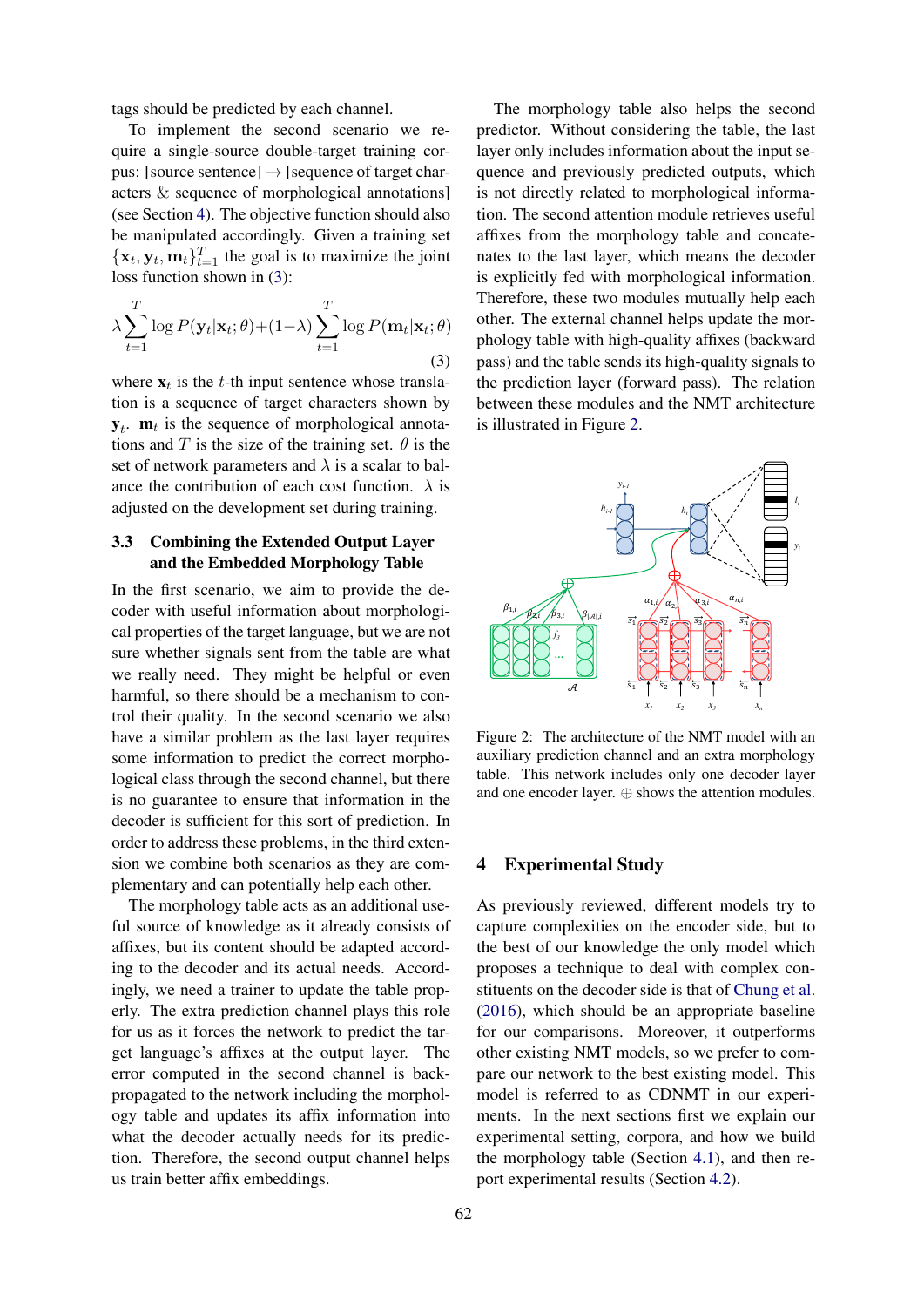tags should be predicted by each channel.

To implement the second scenario we require a single-source double-target training corpus: [source sentence] → [sequence of target characters & sequence of morphological annotations] (see Section 4). The objective function should also be manipulated accordingly. Given a training set $\{\mathbf{x}_t, \mathbf{y}_t, \mathbf{m}_t\}_{t=1}^{T}$ the goal is to maximize the joint loss function shown in (3):

$$\lambda \sum_{t=1}^{T} \log P(\mathbf{y}_t|\mathbf{x}_t;\theta) + (1-\lambda) \sum_{t=1}^{T} \log P(\mathbf{m}_t|\mathbf{x}_t;\theta) \tag{3}$$

where $\mathbf{x}_t$ is the $t$-th input sentence whose translation is a sequence of target characters shown by $\mathbf{y}_t$. $\mathbf{m}_t$ is the sequence of morphological annotations and $T$ is the size of the training set. $\theta$ is the set of network parameters and $\lambda$ is a scalar to balance the contribution of each cost function. $\lambda$ is adjusted on the development set during training.

### 3.3 Combining the Extended Output Layer and the Embedded Morphology Table

In the first scenario, we aim to provide the decoder with useful information about morphological properties of the target language, but we are not sure whether signals sent from the table are what we really need. They might be helpful or even harmful, so there should be a mechanism to control their quality. In the second scenario we also have a similar problem as the last layer requires some information to predict the correct morphological class through the second channel, but there is no guarantee to ensure that information in the decoder is sufficient for this sort of prediction. In order to address these problems, in the third extension we combine both scenarios as they are complementary and can potentially help each other.

The morphology table acts as an additional useful source of knowledge as it already consists of affixes, but its content should be adapted according to the decoder and its actual needs. Accordingly, we need a trainer to update the table properly. The extra prediction channel plays this role for us as it forces the network to predict the target language's affixes at the output layer. The error computed in the second channel is back-propagated to the network including the morphology table and updates its affix information into what the decoder actually needs for its prediction. Therefore, the second output channel helps us train better affix embeddings.

The morphology table also helps the second predictor. Without considering the table, the last layer only includes information about the input sequence and previously predicted outputs, which is not directly related to morphological information. The second attention module retrieves useful affixes from the morphology table and concatenates to the last layer, which means the decoder is explicitly fed with morphological information. Therefore, these two modules mutually help each other. The external channel helps update the morphology table with high-quality affixes (backward pass) and the table sends its high-quality signals to the prediction layer (forward pass). The relation between these modules and the NMT architecture is illustrated in Figure 2.

Figure 2: The architecture of the NMT model with an auxiliary prediction channel and an extra morphology table. This network includes only one decoder layer and one encoder layer. ⊕ shows the attention modules.

## 4 Experimental Study

As previously reviewed, different models try to capture complexities on the encoder side, but to the best of our knowledge the only model which proposes a technique to deal with complex constituents on the decoder side is that of Chung et al. (2016), which should be an appropriate baseline for our comparisons. Moreover, it outperforms other existing NMT models, so we prefer to compare our network to the best existing model. This model is referred to as CDNMT in our experiments. In the next sections first we explain our experimental setting, corpora, and how we build the morphology table (Section 4.1), and then report experimental results (Section 4.2).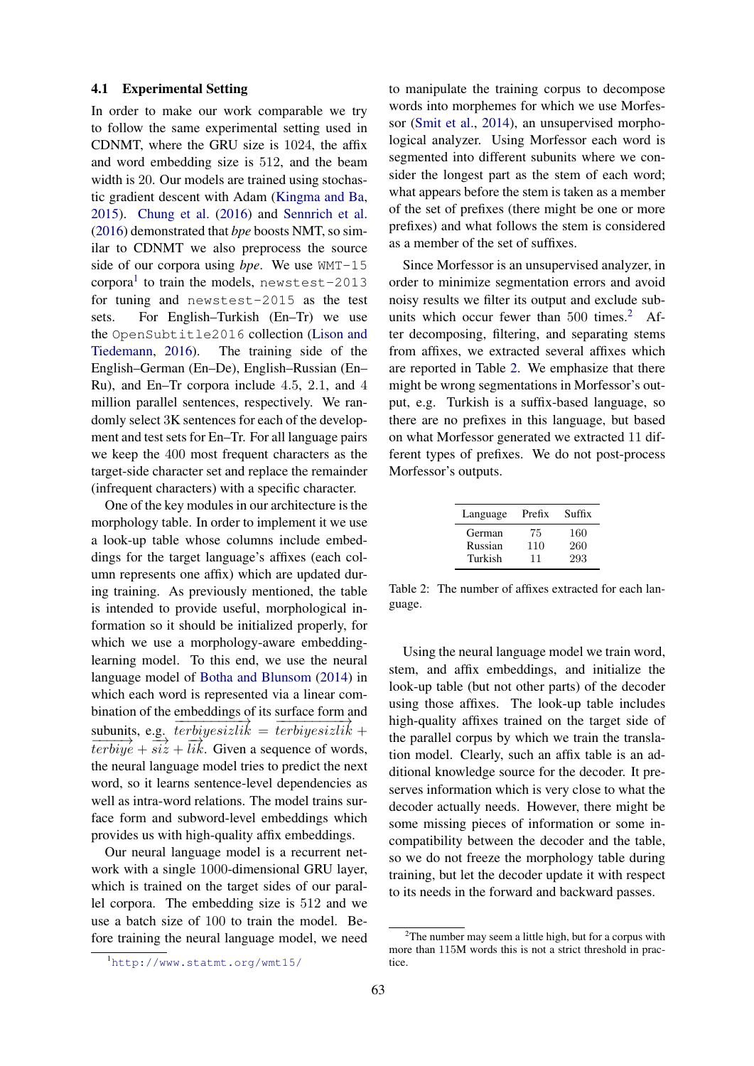### 4.1 Experimental Setting

In order to make our work comparable we try to follow the same experimental setting used in CDNMT, where the GRU size is 1024, the affix and word embedding size is 512, and the beam width is 20. Our models are trained using stochastic gradient descent with Adam (Kingma and Ba, 2015). Chung et al. (2016) and Sennrich et al. (2016) demonstrated that *bpe* boosts NMT, so similar to CDNMT we also preprocess the source side of our corpora using *bpe*. We use `WMT-15` corpora[1] to train the models, `newstest-2013` for tuning and `newstest-2015` as the test sets. For English–Turkish (En–Tr) we use the `OpenSubtitle2016` collection (Lison and Tiedemann, 2016). The training side of the English–German (En–De), English–Russian (En–Ru), and En–Tr corpora include 4.5, 2.1, and 4 million parallel sentences, respectively. We randomly select 3K sentences for each of the development and test sets for En–Tr. For all language pairs we keep the 400 most frequent characters as the target-side character set and replace the remainder (infrequent characters) with a specific character.

One of the key modules in our architecture is the morphology table. In order to implement it we use a look-up table whose columns include embeddings for the target language's affixes (each column represents one affix) which are updated during training. As previously mentioned, the table is intended to provide useful, morphological information so it should be initialized properly, for which we use a morphology-aware embedding-learning model. To this end, we use the neural language model of Botha and Blunsom (2014) in which each word is represented via a linear combination of the embeddings of its surface form and subunits, e.g. $\overrightarrow{terbiyesizlik} = \overrightarrow{terbiyesizlik} + \overrightarrow{terbiye} + \overrightarrow{siz} + \overrightarrow{lik}$. Given a sequence of words, the neural language model tries to predict the next word, so it learns sentence-level dependencies as well as intra-word relations. The model trains surface form and subword-level embeddings which provides us with high-quality affix embeddings.

Our neural language model is a recurrent network with a single 1000-dimensional GRU layer, which is trained on the target sides of our parallel corpora. The embedding size is 512 and we use a batch size of 100 to train the model. Before training the neural language model, we need to manipulate the training corpus to decompose words into morphemes for which we use Morfessor (Smit et al., 2014), an unsupervised morphological analyzer. Using Morfessor each word is segmented into different subunits where we consider the longest part as the stem of each word; what appears before the stem is taken as a member of the set of prefixes (there might be one or more prefixes) and what follows the stem is considered as a member of the set of suffixes.

Since Morfessor is an unsupervised analyzer, in order to minimize segmentation errors and avoid noisy results we filter its output and exclude subunits which occur fewer than 500 times.[2] After decomposing, filtering, and separating stems from affixes, we extracted several affixes which are reported in Table 2. We emphasize that there might be wrong segmentations in Morfessor's output, e.g. Turkish is a suffix-based language, so there are no prefixes in this language, but based on what Morfessor generated we extracted 11 different types of prefixes. We do not post-process Morfessor's outputs.

| Language | Prefix | Suffix |
|---|---|---|
| German | 75 | 160 |
| Russian | 110 | 260 |
| Turkish | 11 | 293 |

Table 2: The number of affixes extracted for each language.

Using the neural language model we train word, stem, and affix embeddings, and initialize the look-up table (but not other parts) of the decoder using those affixes. The look-up table includes high-quality affixes trained on the target side of the parallel corpus by which we train the translation model. Clearly, such an affix table is an additional knowledge source for the decoder. It preserves information which is very close to what the decoder actually needs. However, there might be some missing pieces of information or some incompatibility between the decoder and the table, so we do not freeze the morphology table during training, but let the decoder update it with respect to its needs in the forward and backward passes.

[1] http://www.statmt.org/wmt15/

[2] The number may seem a little high, but for a corpus with more than 115M words this is not a strict threshold in practice.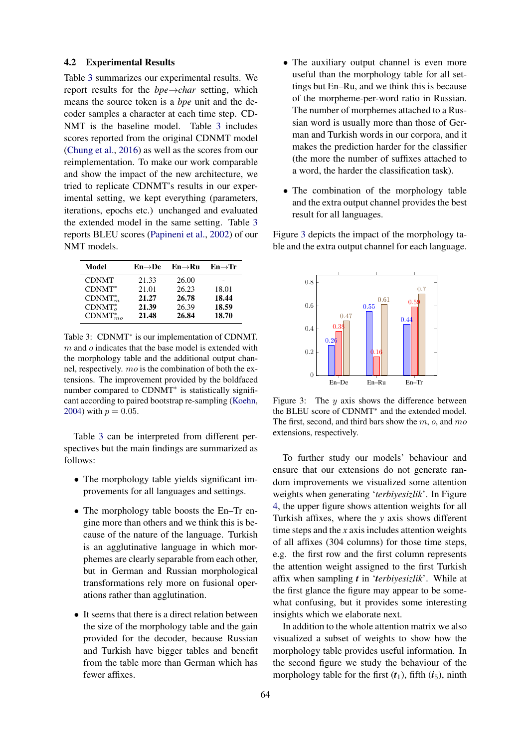### 4.2 Experimental Results

Table 3 summarizes our experimental results. We report results for the *bpe→char* setting, which means the source token is a *bpe* unit and the decoder samples a character at each time step. CDNMT is the baseline model. Table 3 includes scores reported from the original CDNMT model (Chung et al., 2016) as well as the scores from our reimplementation. To make our work comparable and show the impact of the new architecture, we tried to replicate CDNMT's results in our experimental setting, we kept everything (parameters, iterations, epochs etc.) unchanged and evaluated the extended model in the same setting. Table 3 reports BLEU scores (Papineni et al., 2002) of our NMT models.

| Model | En→De | En→Ru | En→Tr |
|---|---|---|---|
| CDNMT | 21.33 | 26.00 | - |
| CDNMT* | 21.01 | 26.23 | 18.01 |
| $\text{CDNMT}^*_m$ | **21.27** | **26.78** | **18.44** |
| $\text{CDNMT}^*_o$ | **21.39** | 26.39 | **18.59** |
| $\text{CDNMT}^*_{mo}$ | **21.48** | **26.84** | **18.70** |

Table 3: CDNMT* is our implementation of CDNMT. $m$ and $o$ indicates that the base model is extended with the morphology table and the additional output channel, respectively. $mo$ is the combination of both the extensions. The improvement provided by the boldfaced number compared to CDNMT* is statistically significant according to paired bootstrap re-sampling (Koehn, 2004) with $p = 0.05$.

Table 3 can be interpreted from different perspectives but the main findings are summarized as follows:

- The morphology table yields significant improvements for all languages and settings.
- The morphology table boosts the En–Tr engine more than others and we think this is because of the nature of the language. Turkish is an agglutinative language in which morphemes are clearly separable from each other, but in German and Russian morphological transformations rely more on fusional operations rather than agglutination.
- It seems that there is a direct relation between the size of the morphology table and the gain provided for the decoder, because Russian and Turkish have bigger tables and benefit from the table more than German which has fewer affixes.
- The auxiliary output channel is even more useful than the morphology table for all settings but En–Ru, and we think this is because of the morpheme-per-word ratio in Russian. The number of morphemes attached to a Russian word is usually more than those of German and Turkish words in our corpora, and it makes the prediction harder for the classifier (the more the number of suffixes attached to a word, the harder the classification task).
- The combination of the morphology table and the extra output channel provides the best result for all languages.

Figure 3 depicts the impact of the morphology table and the extra output channel for each language.

| | $m$ | $o$ | $mo$ |
|---|---|---|---|
| En–De | 0.26 | 0.38 | 0.47 |
| En–Ru | 0.55 | 0.16 | 0.61 |
| En–Tr | 0.44 | 0.59 | 0.7 |

Figure 3: The $y$ axis shows the difference between the BLEU score of CDNMT* and the extended model. The first, second, and third bars show the $m$, $o$, and $mo$ extensions, respectively.

To further study our models' behaviour and ensure that our extensions do not generate random improvements we visualized some attention weights when generating '*terbiyesizlik*'. In Figure 4, the upper figure shows attention weights for all Turkish affixes, where the $y$ axis shows different time steps and the $x$ axis includes attention weights of all affixes (304 columns) for those time steps, e.g. the first row and the first column represents the attention weight assigned to the first Turkish affix when sampling ***t*** in '*terbiyesizlik*'. While at the first glance the figure may appear to be somewhat confusing, but it provides some interesting insights which we elaborate next.

In addition to the whole attention matrix we also visualized a subset of weights to show how the morphology table provides useful information. In the second figure we study the behaviour of the morphology table for the first ($\boldsymbol{t}_1$), fifth ($\boldsymbol{i}_5$), ninth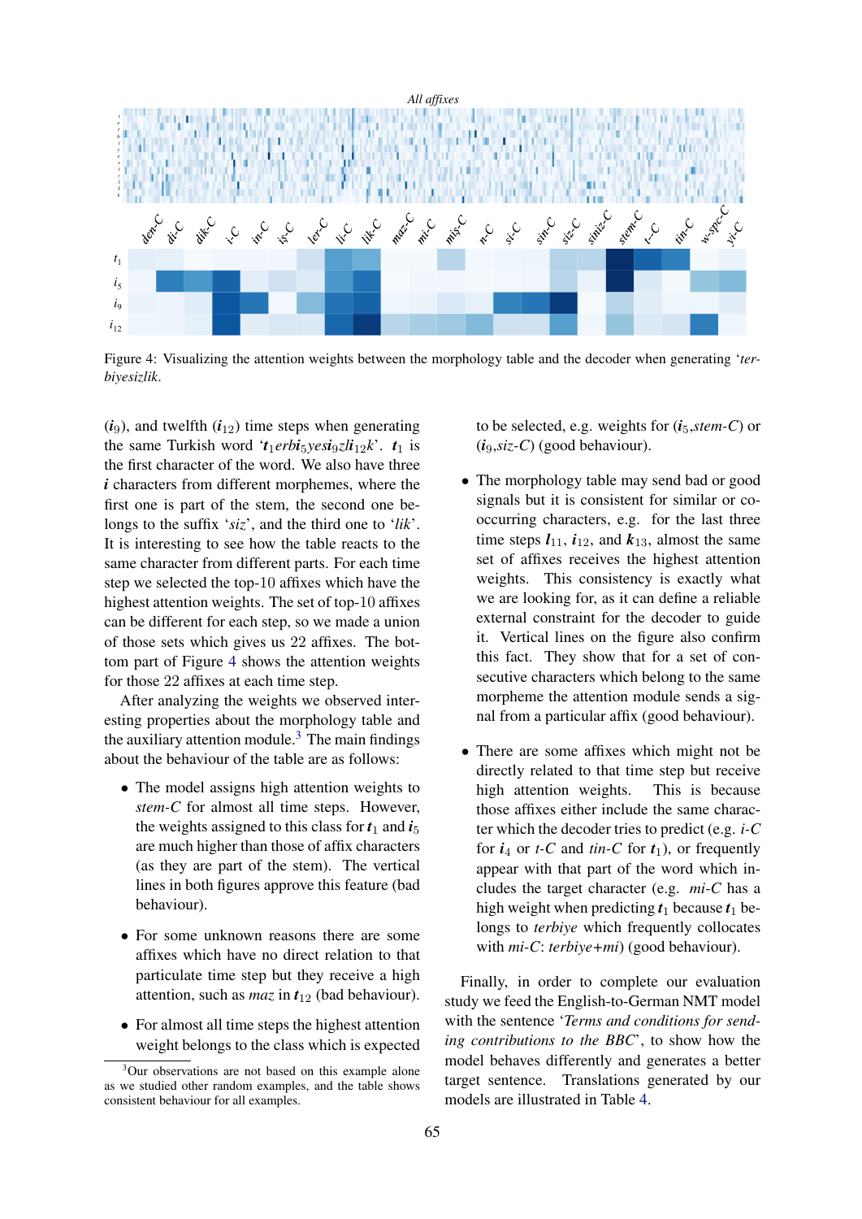Figure 4: Visualizing the attention weights between the morphology table and the decoder when generating '*terbiyesizlik*.

($\boldsymbol{i}_9$), and twelfth ($\boldsymbol{i}_{12}$) time steps when generating the same Turkish word '$\boldsymbol{t}_1 erb\boldsymbol{i}_5 yes\boldsymbol{i}_9 zl\boldsymbol{i}_{12} k$'. $\boldsymbol{t}_1$ is the first character of the word. We also have three $\boldsymbol{i}$ characters from different morphemes, where the first one is part of the stem, the second one belongs to the suffix '*siz*', and the third one to '*lik*'. It is interesting to see how the table reacts to the same character from different parts. For each time step we selected the top-10 affixes which have the highest attention weights. The set of top-10 affixes can be different for each step, so we made a union of those sets which gives us 22 affixes. The bottom part of Figure 4 shows the attention weights for those 22 affixes at each time step.

After analyzing the weights we observed interesting properties about the morphology table and the auxiliary attention module.[3] The main findings about the behaviour of the table are as follows:

- The model assigns high attention weights to *stem-C* for almost all time steps. However, the weights assigned to this class for $\boldsymbol{t}_1$ and $\boldsymbol{i}_5$ are much higher than those of affix characters (as they are part of the stem). The vertical lines in both figures approve this feature (bad behaviour).
- For some unknown reasons there are some affixes which have no direct relation to that particulate time step but they receive a high attention, such as *maz* in $\boldsymbol{t}_{12}$ (bad behaviour).
- For almost all time steps the highest attention weight belongs to the class which is expected to be selected, e.g. weights for ($\boldsymbol{i}_5$,*stem-C*) or ($\boldsymbol{i}_9$,*siz-C*) (good behaviour).
- The morphology table may send bad or good signals but it is consistent for similar or co-occurring characters, e.g. for the last three time steps $\boldsymbol{l}_{11}$, $\boldsymbol{i}_{12}$, and $\boldsymbol{k}_{13}$, almost the same set of affixes receives the highest attention weights. This consistency is exactly what we are looking for, as it can define a reliable external constraint for the decoder to guide it. Vertical lines on the figure also confirm this fact. They show that for a set of consecutive characters which belong to the same morpheme the attention module sends a signal from a particular affix (good behaviour).
- There are some affixes which might not be directly related to that time step but receive high attention weights. This is because those affixes either include the same character which the decoder tries to predict (e.g. *i-C* for $\boldsymbol{i}_4$ or *t-C* and *tin-C* for $\boldsymbol{t}_1$), or frequently appear with that part of the word which includes the target character (e.g. *mi-C* has a high weight when predicting $\boldsymbol{t}_1$ because $\boldsymbol{t}_1$ belongs to *terbiye* which frequently collocates with *mi-C*: *terbiye+mi*) (good behaviour).

Finally, in order to complete our evaluation study we feed the English-to-German NMT model with the sentence '*Terms and conditions for sending contributions to the BBC*', to show how the model behaves differently and generates a better target sentence. Translations generated by our models are illustrated in Table 4.

[3] Our observations are not based on this example alone as we studied other random examples, and the table shows consistent behaviour for all examples.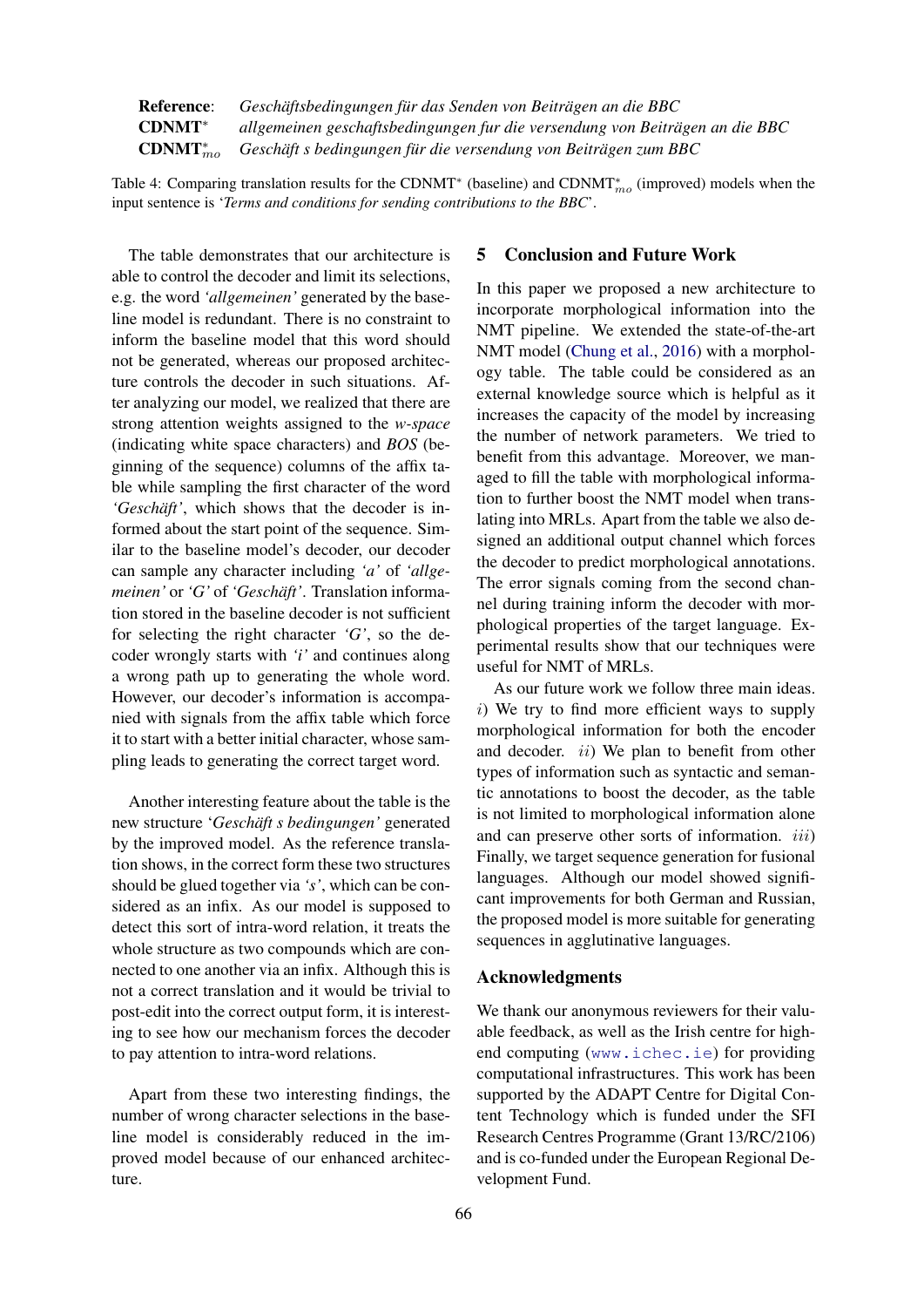| | |
|---|---|
| **Reference**: | *Geschäftsbedingungen für das Senden von Beiträgen an die BBC* |
| **CDNMT*** | *allgemeinen geschaftsbedingungen fur die versendung von Beiträgen an die BBC* |
| **CDNMT$^*_{mo}$** | *Geschäft s bedingungen für die versendung von Beiträgen zum BBC* |

Table 4: Comparing translation results for the CDNMT* (baseline) and CDNMT$^*_{mo}$ (improved) models when the input sentence is '*Terms and conditions for sending contributions to the BBC*'.

The table demonstrates that our architecture is able to control the decoder and limit its selections, e.g. the word *'allgemeinen'* generated by the baseline model is redundant. There is no constraint to inform the baseline model that this word should not be generated, whereas our proposed architecture controls the decoder in such situations. After analyzing our model, we realized that there are strong attention weights assigned to the *w-space* (indicating white space characters) and *BOS* (beginning of the sequence) columns of the affix table while sampling the first character of the word *'Geschäft'*, which shows that the decoder is informed about the start point of the sequence. Similar to the baseline model's decoder, our decoder can sample any character including *'a'* of *'allgemeinen'* or *'G'* of *'Geschäft'*. Translation information stored in the baseline decoder is not sufficient for selecting the right character *'G'*, so the decoder wrongly starts with *'i'* and continues along a wrong path up to generating the whole word. However, our decoder's information is accompanied with signals from the affix table which force it to start with a better initial character, whose sampling leads to generating the correct target word.

Another interesting feature about the table is the new structure '*Geschäft s bedingungen'* generated by the improved model. As the reference translation shows, in the correct form these two structures should be glued together via *'s'*, which can be considered as an infix. As our model is supposed to detect this sort of intra-word relation, it treats the whole structure as two compounds which are connected to one another via an infix. Although this is not a correct translation and it would be trivial to post-edit into the correct output form, it is interesting to see how our mechanism forces the decoder to pay attention to intra-word relations.

Apart from these two interesting findings, the number of wrong character selections in the baseline model is considerably reduced in the improved model because of our enhanced architecture.

## 5 Conclusion and Future Work

In this paper we proposed a new architecture to incorporate morphological information into the NMT pipeline. We extended the state-of-the-art NMT model (Chung et al., 2016) with a morphology table. The table could be considered as an external knowledge source which is helpful as it increases the capacity of the model by increasing the number of network parameters. We tried to benefit from this advantage. Moreover, we managed to fill the table with morphological information to further boost the NMT model when translating into MRLs. Apart from the table we also designed an additional output channel which forces the decoder to predict morphological annotations. The error signals coming from the second channel during training inform the decoder with morphological properties of the target language. Experimental results show that our techniques were useful for NMT of MRLs.

As our future work we follow three main ideas. $i$) We try to find more efficient ways to supply morphological information for both the encoder and decoder. $ii$) We plan to benefit from other types of information such as syntactic and semantic annotations to boost the decoder, as the table is not limited to morphological information alone and can preserve other sorts of information. $iii$) Finally, we target sequence generation for fusional languages. Although our model showed significant improvements for both German and Russian, the proposed model is more suitable for generating sequences in agglutinative languages.

## Acknowledgments

We thank our anonymous reviewers for their valuable feedback, as well as the Irish centre for high-end computing (www.ichec.ie) for providing computational infrastructures. This work has been supported by the ADAPT Centre for Digital Content Technology which is funded under the SFI Research Centres Programme (Grant 13/RC/2106) and is co-funded under the European Regional Development Fund.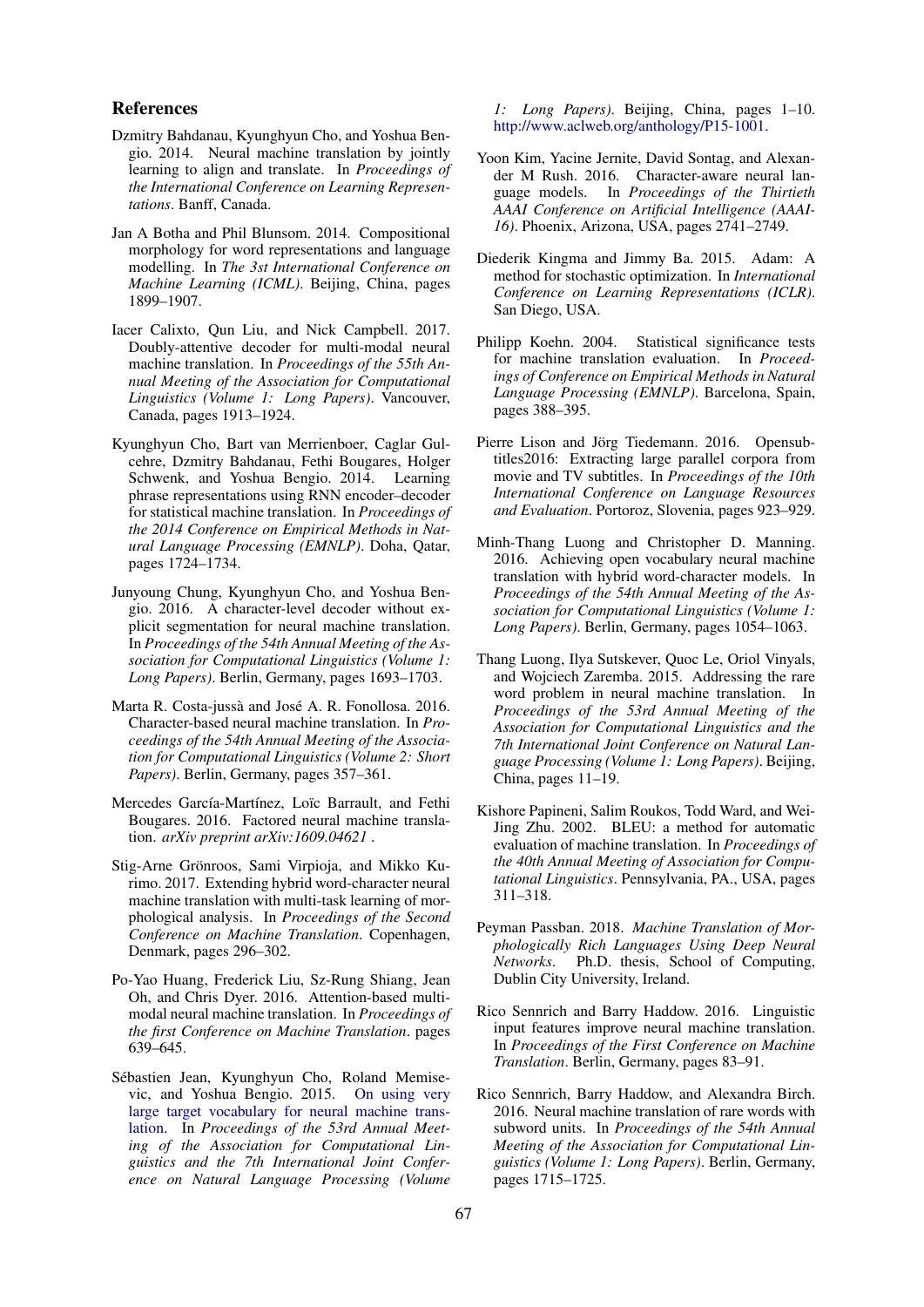## References

Dzmitry Bahdanau, Kyunghyun Cho, and Yoshua Bengio. 2014. Neural machine translation by jointly learning to align and translate. In *Proceedings of the International Conference on Learning Representations*. Banff, Canada.

Jan A Botha and Phil Blunsom. 2014. Compositional morphology for word representations and language modelling. In *The 3st International Conference on Machine Learning (ICML)*. Beijing, China, pages 1899–1907.

Iacer Calixto, Qun Liu, and Nick Campbell. 2017. Doubly-attentive decoder for multi-modal neural machine translation. In *Proceedings of the 55th Annual Meeting of the Association for Computational Linguistics (Volume 1: Long Papers)*. Vancouver, Canada, pages 1913–1924.

Kyunghyun Cho, Bart van Merrienboer, Caglar Gulcehre, Dzmitry Bahdanau, Fethi Bougares, Holger Schwenk, and Yoshua Bengio. 2014. Learning phrase representations using RNN encoder–decoder for statistical machine translation. In *Proceedings of the 2014 Conference on Empirical Methods in Natural Language Processing (EMNLP)*. Doha, Qatar, pages 1724–1734.

Junyoung Chung, Kyunghyun Cho, and Yoshua Bengio. 2016. A character-level decoder without explicit segmentation for neural machine translation. In *Proceedings of the 54th Annual Meeting of the Association for Computational Linguistics (Volume 1: Long Papers)*. Berlin, Germany, pages 1693–1703.

Marta R. Costa-jussà and José A. R. Fonollosa. 2016. Character-based neural machine translation. In *Proceedings of the 54th Annual Meeting of the Association for Computational Linguistics (Volume 2: Short Papers)*. Berlin, Germany, pages 357–361.

Mercedes García-Martínez, Loïc Barrault, and Fethi Bougares. 2016. Factored neural machine translation. *arXiv preprint arXiv:1609.04621* .

Stig-Arne Grönroos, Sami Virpioja, and Mikko Kurimo. 2017. Extending hybrid word-character neural machine translation with multi-task learning of morphological analysis. In *Proceedings of the Second Conference on Machine Translation*. Copenhagen, Denmark, pages 296–302.

Po-Yao Huang, Frederick Liu, Sz-Rung Shiang, Jean Oh, and Chris Dyer. 2016. Attention-based multimodal neural machine translation. In *Proceedings of the first Conference on Machine Translation*. pages 639–645.

Sébastien Jean, Kyunghyun Cho, Roland Memisevic, and Yoshua Bengio. 2015. On using very large target vocabulary for neural machine translation. In *Proceedings of the 53rd Annual Meeting of the Association for Computational Linguistics and the 7th International Joint Conference on Natural Language Processing (Volume 1: Long Papers)*. Beijing, China, pages 1–10. http://www.aclweb.org/anthology/P15-1001.

Yoon Kim, Yacine Jernite, David Sontag, and Alexander M Rush. 2016. Character-aware neural language models. In *Proceedings of the Thirtieth AAAI Conference on Artificial Intelligence (AAAI-16)*. Phoenix, Arizona, USA, pages 2741–2749.

Diederik Kingma and Jimmy Ba. 2015. Adam: A method for stochastic optimization. In *International Conference on Learning Representations (ICLR)*. San Diego, USA.

Philipp Koehn. 2004. Statistical significance tests for machine translation evaluation. In *Proceedings of Conference on Empirical Methods in Natural Language Processing (EMNLP)*. Barcelona, Spain, pages 388–395.

Pierre Lison and Jörg Tiedemann. 2016. Opensubtitles2016: Extracting large parallel corpora from movie and TV subtitles. In *Proceedings of the 10th International Conference on Language Resources and Evaluation*. Portoroz, Slovenia, pages 923–929.

Minh-Thang Luong and Christopher D. Manning. 2016. Achieving open vocabulary neural machine translation with hybrid word-character models. In *Proceedings of the 54th Annual Meeting of the Association for Computational Linguistics (Volume 1: Long Papers)*. Berlin, Germany, pages 1054–1063.

Thang Luong, Ilya Sutskever, Quoc Le, Oriol Vinyals, and Wojciech Zaremba. 2015. Addressing the rare word problem in neural machine translation. In *Proceedings of the 53rd Annual Meeting of the Association for Computational Linguistics and the 7th International Joint Conference on Natural Language Processing (Volume 1: Long Papers)*. Beijing, China, pages 11–19.

Kishore Papineni, Salim Roukos, Todd Ward, and Wei-Jing Zhu. 2002. BLEU: a method for automatic evaluation of machine translation. In *Proceedings of the 40th Annual Meeting of Association for Computational Linguistics*. Pennsylvania, PA., USA, pages 311–318.

Peyman Passban. 2018. *Machine Translation of Morphologically Rich Languages Using Deep Neural Networks*. Ph.D. thesis, School of Computing, Dublin City University, Ireland.

Rico Sennrich and Barry Haddow. 2016. Linguistic input features improve neural machine translation. In *Proceedings of the First Conference on Machine Translation*. Berlin, Germany, pages 83–91.

Rico Sennrich, Barry Haddow, and Alexandra Birch. 2016. Neural machine translation of rare words with subword units. In *Proceedings of the 54th Annual Meeting of the Association for Computational Linguistics (Volume 1: Long Papers)*. Berlin, Germany, pages 1715–1725.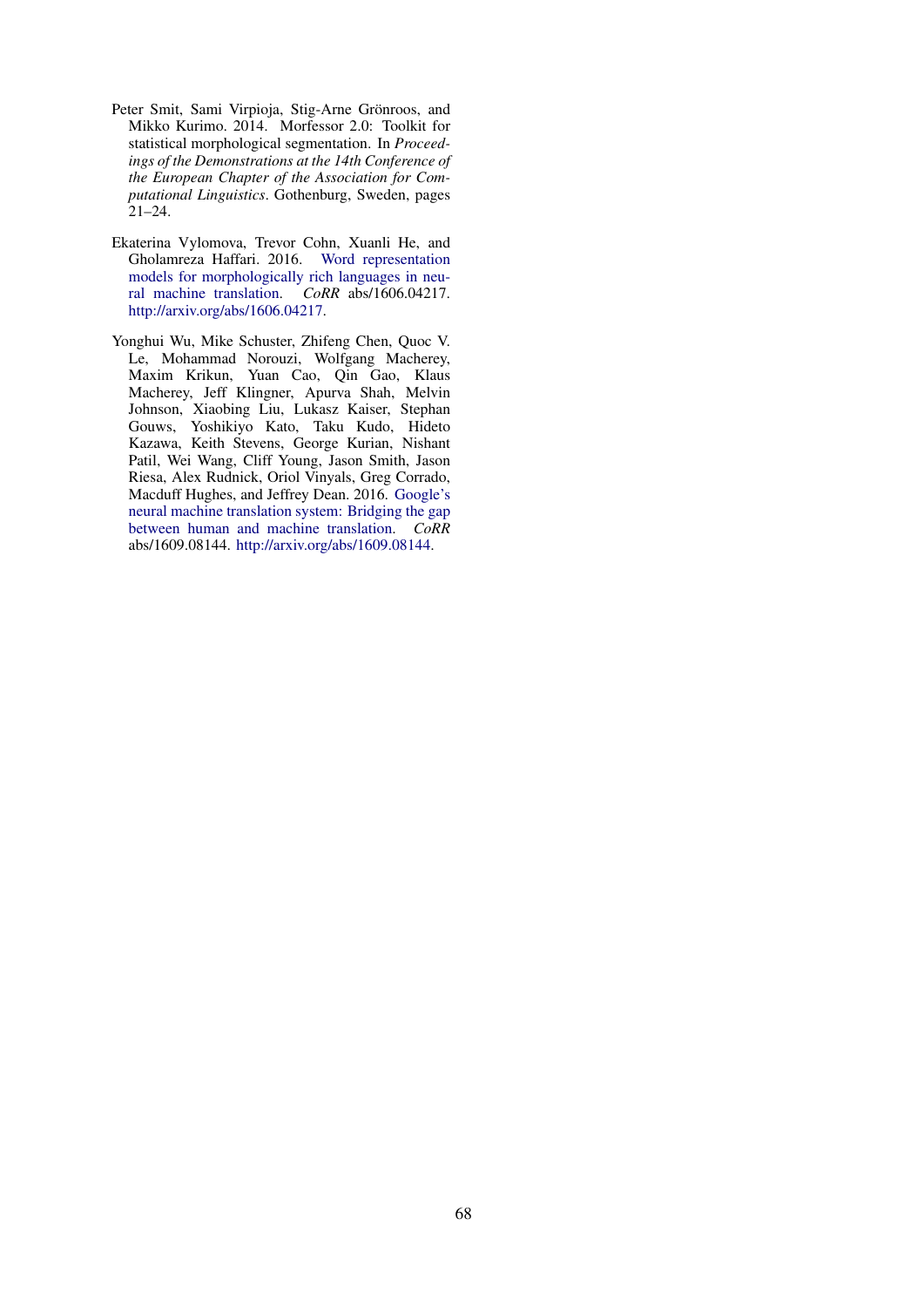Peter Smit, Sami Virpioja, Stig-Arne Grönroos, and Mikko Kurimo. 2014. Morfessor 2.0: Toolkit for statistical morphological segmentation. In *Proceedings of the Demonstrations at the 14th Conference of the European Chapter of the Association for Computational Linguistics*. Gothenburg, Sweden, pages 21–24.

Ekaterina Vylomova, Trevor Cohn, Xuanli He, and Gholamreza Haffari. 2016. Word representation models for morphologically rich languages in neural machine translation. *CoRR* abs/1606.04217. http://arxiv.org/abs/1606.04217.

Yonghui Wu, Mike Schuster, Zhifeng Chen, Quoc V. Le, Mohammad Norouzi, Wolfgang Macherey, Maxim Krikun, Yuan Cao, Qin Gao, Klaus Macherey, Jeff Klingner, Apurva Shah, Melvin Johnson, Xiaobing Liu, Lukasz Kaiser, Stephan Gouws, Yoshikiyo Kato, Taku Kudo, Hideto Kazawa, Keith Stevens, George Kurian, Nishant Patil, Wei Wang, Cliff Young, Jason Smith, Jason Riesa, Alex Rudnick, Oriol Vinyals, Greg Corrado, Macduff Hughes, and Jeffrey Dean. 2016. Google's neural machine translation system: Bridging the gap between human and machine translation. *CoRR* abs/1609.08144. http://arxiv.org/abs/1609.08144.